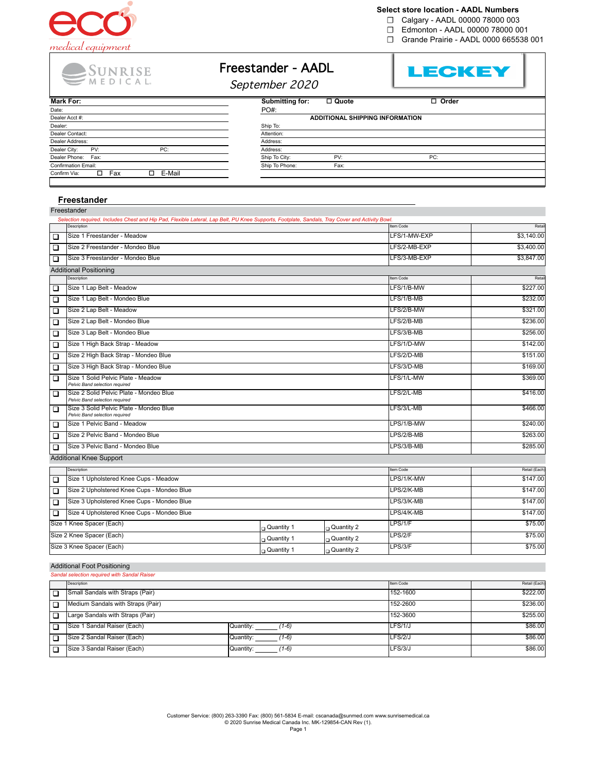**Select store location - AADL Numbers**

- ☐ Calgary - AADL 00000 78000 003
- ☐ Edmonton - AADL 00000 78000 001
- ☐ Grande Prairie - AADL 0000 665538 001

# Freestander - AADL

*September 2020*

| Mark For: | Submitting for: ☐ Quote ☐ Order |
|---|---|
| Date: | PO#: |
| Dealer Acct #: | **ADDITIONAL SHIPPING INFORMATION** |
| Dealer: | Ship To: |
| Dealer Contact: | Attention: |
| Dealer Address: | Address: |
| Dealer City: PV: PC: | Address: |
| Dealer Phone: Fax: | Ship To City: PV: PC: |
| Confirmation Email: | Ship To Phone: Fax: |
| Confirm Via: ☐ Fax ☐ E-Mail | |

## Freestander

### Freestander

*Selection required. Includes Chest and Hip Pad, Flexible Lateral, Lap Belt, PU Knee Supports, Footplate, Sandals, Tray Cover and Activity Bowl.*

| | Description | Item Code | Retail |
|---|---|---|---|
| ☐ | Size 1 Freestander - Meadow | LFS/1-MW-EXP | $3,140.00 |
| ☐ | Size 2 Freestander - Mondeo Blue | LFS/2-MB-EXP | $3,400.00 |
| ☐ | Size 3 Freestander - Mondeo Blue | LFS/3-MB-EXP | $3,847.00 |

### Additional Positioning

| | Description | Item Code | Retail |
|---|---|---|---|
| ☐ | Size 1 Lap Belt - Meadow | LFS/1/B-MW | $227.00 |
| ☐ | Size 1 Lap Belt - Mondeo Blue | LFS/1/B-MB | $232.00 |
| ☐ | Size 2 Lap Belt - Meadow | LFS/2/B-MW | $321.00 |
| ☐ | Size 2 Lap Belt - Mondeo Blue | LFS/2/B-MB | $236.00 |
| ☐ | Size 3 Lap Belt - Mondeo Blue | LFS/3/B-MB | $256.00 |
| ☐ | Size 1 High Back Strap - Meadow | LFS/1/D-MW | $142.00 |
| ☐ | Size 2 High Back Strap - Mondeo Blue | LFS/2/D-MB | $151.00 |
| ☐ | Size 3 High Back Strap - Mondeo Blue | LFS/3/D-MB | $169.00 |
| ☐ | Size 1 Solid Pelvic Plate - Meadow *Pelvic Band selection required* | LFS/1/L-MW | $369.00 |
| ☐ | Size 2 Solid Pelvic Plate - Mondeo Blue *Pelvic Band selection required* | LFS/2/L-MB | $416.00 |
| ☐ | Size 3 Solid Pelvic Plate - Mondeo Blue *Pelvic Band selection required* | LFS/3/L-MB | $466.00 |
| ☐ | Size 1 Pelvic Band - Meadow | LPS/1/B-MW | $240.00 |
| ☐ | Size 2 Pelvic Band - Mondeo Blue | LPS/2/B-MB | $263.00 |
| ☐ | Size 3 Pelvic Band - Mondeo Blue | LPS/3/B-MB | $285.00 |

### Additional Knee Support

| | Description | | | Item Code | Retail (Each) |
|---|---|---|---|---|---|
| ☐ | Size 1 Upholstered Knee Cups - Meadow | | | LPS/1/K-MW | $147.00 |
| ☐ | Size 2 Upholstered Knee Cups - Mondeo Blue | | | LPS/2/K-MB | $147.00 |
| ☐ | Size 3 Upholstered Knee Cups - Mondeo Blue | | | LPS/3/K-MB | $147.00 |
| ☐ | Size 4 Upholstered Knee Cups - Mondeo Blue | | | LPS/4/K-MB | $147.00 |
| | Size 1 Knee Spacer (Each) | ☐ Quantity 1 | ☐ Quantity 2 | LPS/1/F | $75.00 |
| | Size 2 Knee Spacer (Each) | ☐ Quantity 1 | ☐ Quantity 2 | LPS/2/F | $75.00 |
| | Size 3 Knee Spacer (Each) | ☐ Quantity 1 | ☐ Quantity 2 | LPS/3/F | $75.00 |

### Additional Foot Positioning

*Sandal selection required with Sandal Raiser*

| | Description | | Item Code | Retail (Each) |
|---|---|---|---|---|
| ☐ | Small Sandals with Straps (Pair) | | 152-1600 | $222.00 |
| ☐ | Medium Sandals with Straps (Pair) | | 152-2600 | $236.00 |
| ☐ | Large Sandals with Straps (Pair) | | 152-3600 | $255.00 |
| ☐ | Size 1 Sandal Raiser (Each) | Quantity: ______ *(1-6)* | LFS/1/J | $86.00 |
| ☐ | Size 2 Sandal Raiser (Each) | Quantity: ______ *(1-6)* | LFS/2/J | $86.00 |
| ☐ | Size 3 Sandal Raiser (Each) | Quantity: ______ *(1-6)* | LFS/3/J | $86.00 |

Customer Service: (800) 263-3390 Fax: (800) 561-5834 E-mail: cscanada@sunmed.com www.sunrisemedical.ca
© 2020 Sunrise Medical Canada Inc. MK-129854-CAN Rev (1).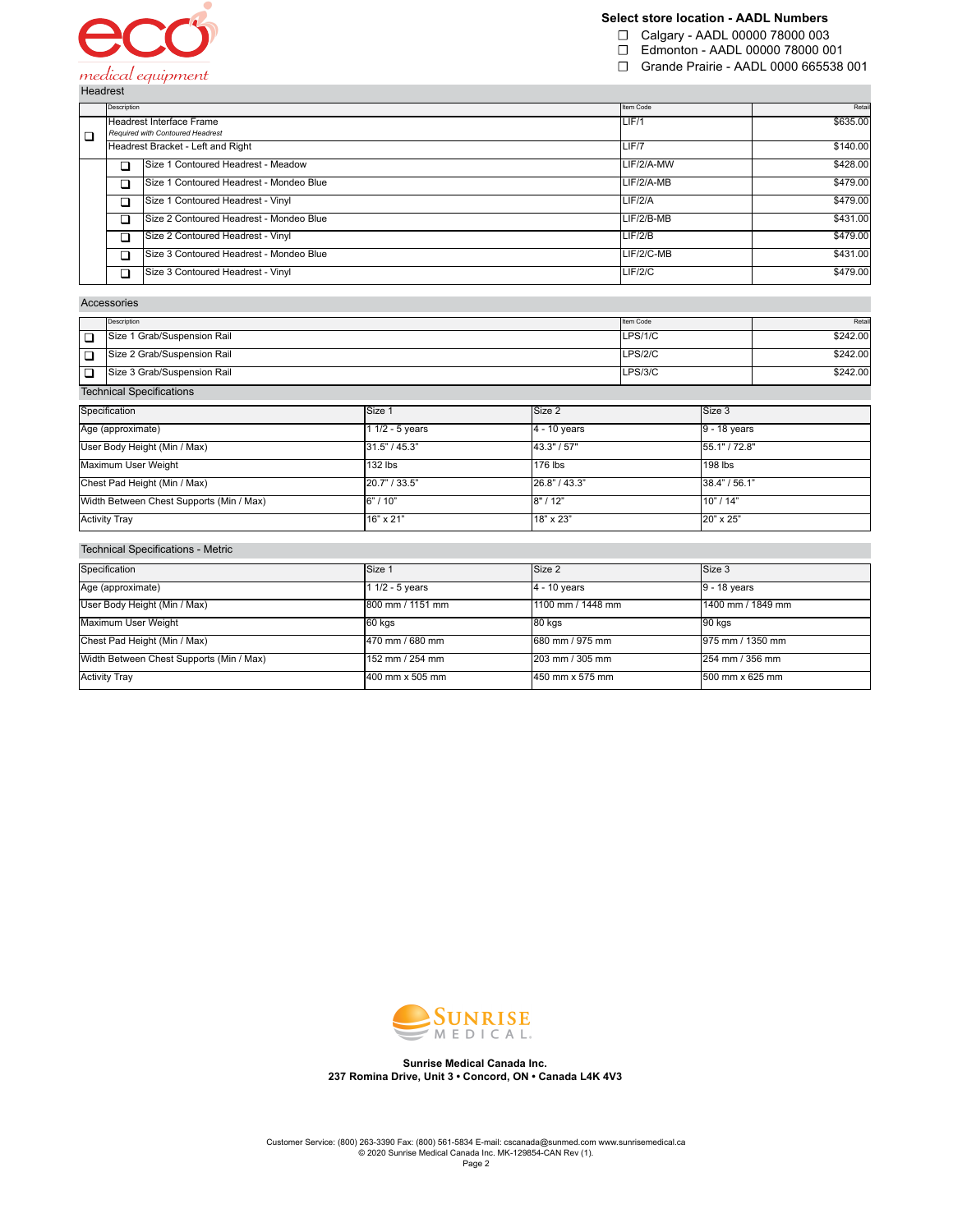eco medical equipment

**Select store location - AADL Numbers**

- ❐ Calgary - AADL 00000 78000 003
- ❐ Edmonton - AADL 00000 78000 001
- ❐ Grande Prairie - AADL 0000 665538 001

## Headrest

| | | Description | Item Code | Retail |
|---|---|---|---|---|
| ❑ | | Headrest Interface Frame *Required with Contoured Headrest* | LIF/1 | $635.00 |
| | | Headrest Bracket - Left and Right | LIF/7 | $140.00 |
| | ❑ | Size 1 Contoured Headrest - Meadow | LIF/2/A-MW | $428.00 |
| | ❑ | Size 1 Contoured Headrest - Mondeo Blue | LIF/2/A-MB | $479.00 |
| | ❑ | Size 1 Contoured Headrest - Vinyl | LIF/2/A | $479.00 |
| | ❑ | Size 2 Contoured Headrest - Mondeo Blue | LIF/2/B-MB | $431.00 |
| | ❑ | Size 2 Contoured Headrest - Vinyl | LIF/2/B | $479.00 |
| | ❑ | Size 3 Contoured Headrest - Mondeo Blue | LIF/2/C-MB | $431.00 |
| | ❑ | Size 3 Contoured Headrest - Vinyl | LIF/2/C | $479.00 |

## Accessories

| | Description | Item Code | Retail |
|---|---|---|---|
| ❑ | Size 1 Grab/Suspension Rail | LPS/1/C | $242.00 |
| ❑ | Size 2 Grab/Suspension Rail | LPS/2/C | $242.00 |
| ❑ | Size 3 Grab/Suspension Rail | LPS/3/C | $242.00 |

## Technical Specifications

| Specification | Size 1 | Size 2 | Size 3 |
|---|---|---|---|
| Age (approximate) | 1 1/2 - 5 years | 4 - 10 years | 9 - 18 years |
| User Body Height (Min / Max) | 31.5" / 45.3" | 43.3" / 57" | 55.1" / 72.8" |
| Maximum User Weight | 132 lbs | 176 lbs | 198 lbs |
| Chest Pad Height (Min / Max) | 20.7" / 33.5" | 26.8" / 43.3" | 38.4" / 56.1" |
| Width Between Chest Supports (Min / Max) | 6" / 10" | 8" / 12" | 10" / 14" |
| Activity Tray | 16" x 21" | 18" x 23" | 20" x 25" |

## Technical Specifications - Metric

| Specification | Size 1 | Size 2 | Size 3 |
|---|---|---|---|
| Age (approximate) | 1 1/2 - 5 years | 4 - 10 years | 9 - 18 years |
| User Body Height (Min / Max) | 800 mm / 1151 mm | 1100 mm / 1448 mm | 1400 mm / 1849 mm |
| Maximum User Weight | 60 kgs | 80 kgs | 90 kgs |
| Chest Pad Height (Min / Max) | 470 mm / 680 mm | 680 mm / 975 mm | 975 mm / 1350 mm |
| Width Between Chest Supports (Min / Max) | 152 mm / 254 mm | 203 mm / 305 mm | 254 mm / 356 mm |
| Activity Tray | 400 mm x 505 mm | 450 mm x 575 mm | 500 mm x 625 mm |

SUNRISE MEDICAL.

**Sunrise Medical Canada Inc.**
**237 Romina Drive, Unit 3 • Concord, ON • Canada L4K 4V3**

Customer Service: (800) 263-3390 Fax: (800) 561-5834 E-mail: cscanada@sunmed.com www.sunrisemedical.ca
© 2020 Sunrise Medical Canada Inc. MK-129854-CAN Rev (1).